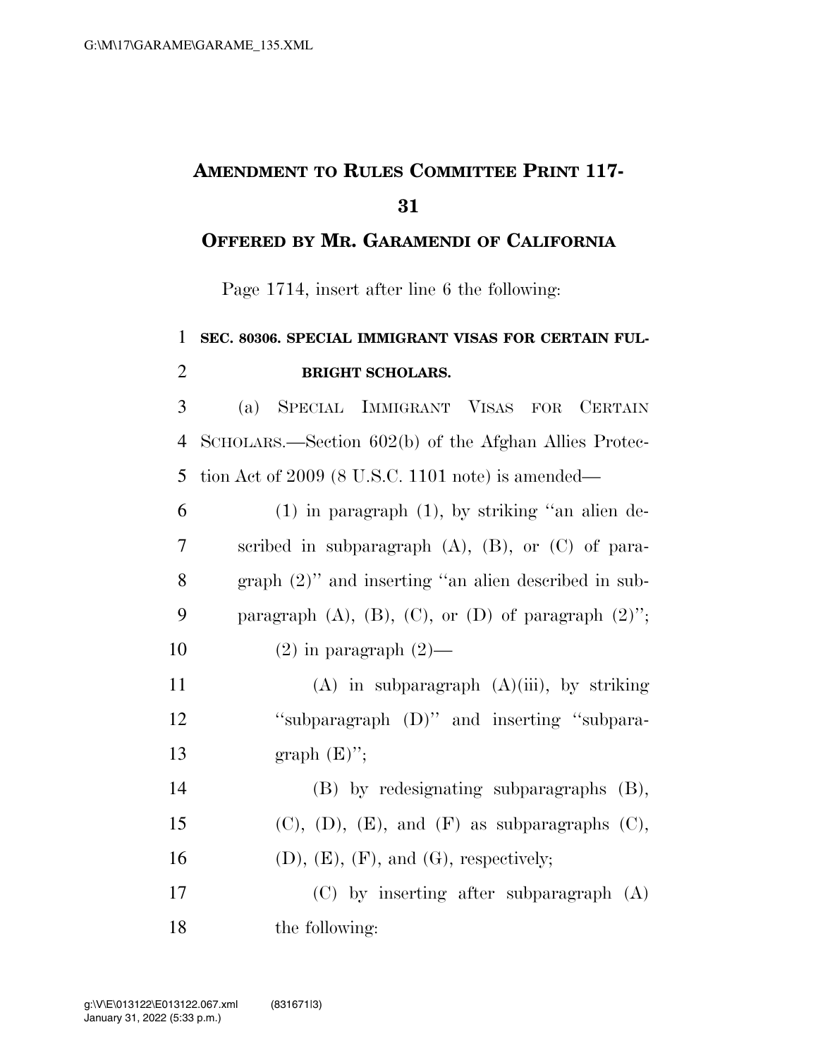# AMENDMENT TO RULES COMMITTEE PRINT 117-31

## OFFERED BY MR. GARAMENDI OF CALIFORNIA

Page 1714, insert after line 6 the following:

**SEC. 80306. SPECIAL IMMIGRANT VISAS FOR CERTAIN FULBRIGHT SCHOLARS.**

(a) SPECIAL IMMIGRANT VISAS FOR CERTAIN SCHOLARS.—Section 602(b) of the Afghan Allies Protection Act of 2009 (8 U.S.C. 1101 note) is amended—

(1) in paragraph (1), by striking "an alien described in subparagraph (A), (B), or (C) of paragraph (2)" and inserting "an alien described in subparagraph (A), (B), (C), or (D) of paragraph (2)";

(2) in paragraph (2)—

(A) in subparagraph (A)(iii), by striking "subparagraph (D)" and inserting "subparagraph (E)";

(B) by redesignating subparagraphs (B), (C), (D), (E), and (F) as subparagraphs (C), (D), (E), (F), and (G), respectively;

(C) by inserting after subparagraph (A) the following: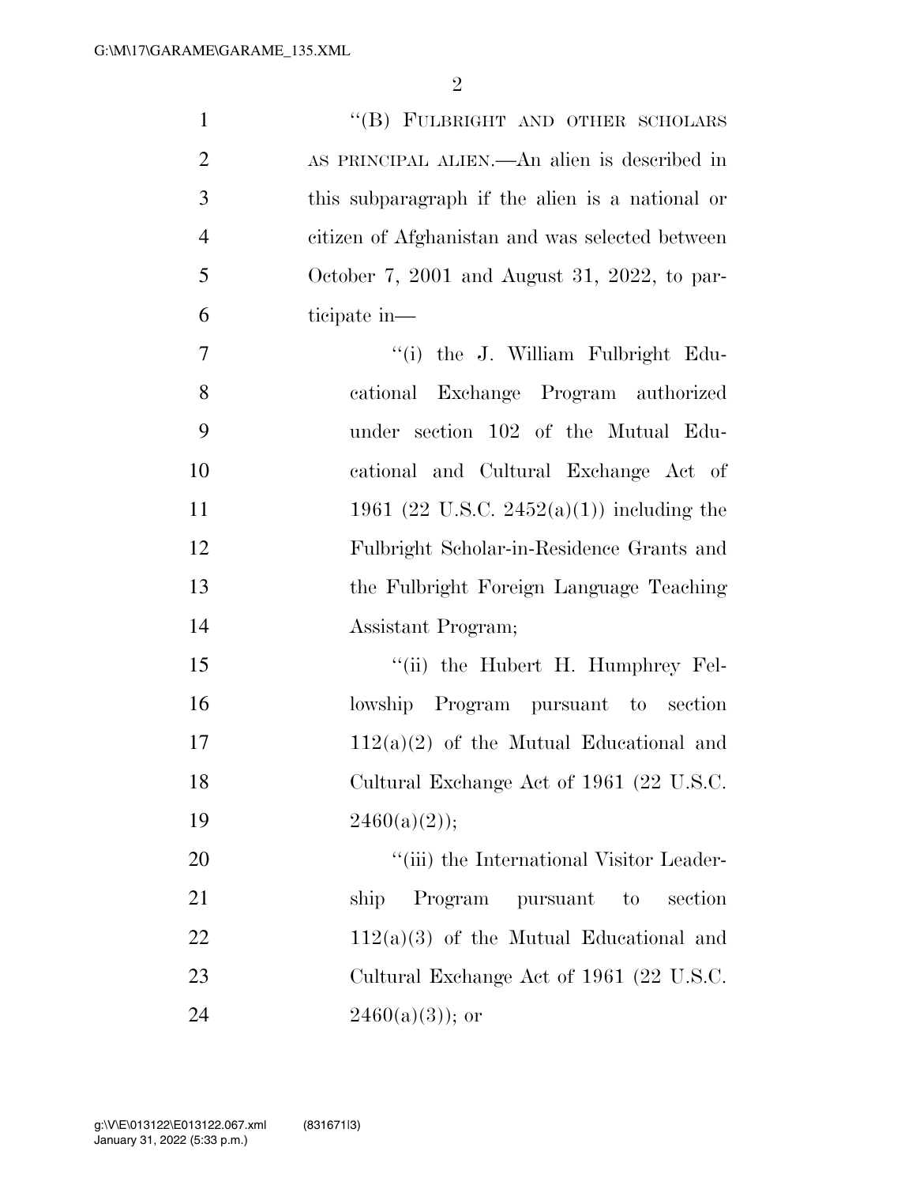"(B) FULBRIGHT AND OTHER SCHOLARS AS PRINCIPAL ALIEN.—An alien is described in this subparagraph if the alien is a national or citizen of Afghanistan and was selected between October 7, 2001 and August 31, 2022, to participate in—

"(i) the J. William Fulbright Educational Exchange Program authorized under section 102 of the Mutual Educational and Cultural Exchange Act of 1961 (22 U.S.C. 2452(a)(1)) including the Fulbright Scholar-in-Residence Grants and the Fulbright Foreign Language Teaching Assistant Program;

"(ii) the Hubert H. Humphrey Fellowship Program pursuant to section 112(a)(2) of the Mutual Educational and Cultural Exchange Act of 1961 (22 U.S.C. 2460(a)(2));

"(iii) the International Visitor Leadership Program pursuant to section 112(a)(3) of the Mutual Educational and Cultural Exchange Act of 1961 (22 U.S.C. 2460(a)(3)); or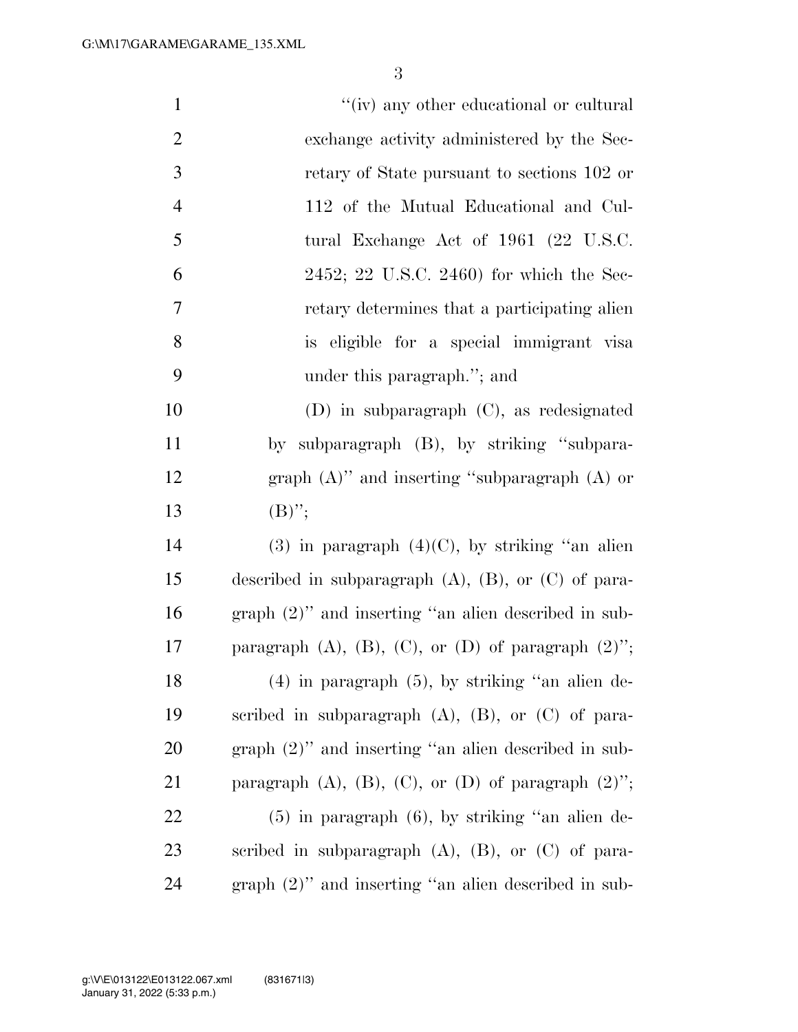"(iv) any other educational or cultural exchange activity administered by the Secretary of State pursuant to sections 102 or 112 of the Mutual Educational and Cultural Exchange Act of 1961 (22 U.S.C. 2452; 22 U.S.C. 2460) for which the Secretary determines that a participating alien is eligible for a special immigrant visa under this paragraph."; and

(D) in subparagraph (C), as redesignated by subparagraph (B), by striking "subparagraph (A)" and inserting "subparagraph (A) or (B)";

(3) in paragraph (4)(C), by striking "an alien described in subparagraph (A), (B), or (C) of paragraph (2)" and inserting "an alien described in subparagraph (A), (B), (C), or (D) of paragraph (2)";

(4) in paragraph (5), by striking "an alien described in subparagraph (A), (B), or (C) of paragraph (2)" and inserting "an alien described in subparagraph (A), (B), (C), or (D) of paragraph (2)";

(5) in paragraph (6), by striking "an alien described in subparagraph (A), (B), or (C) of paragraph (2)" and inserting "an alien described in sub-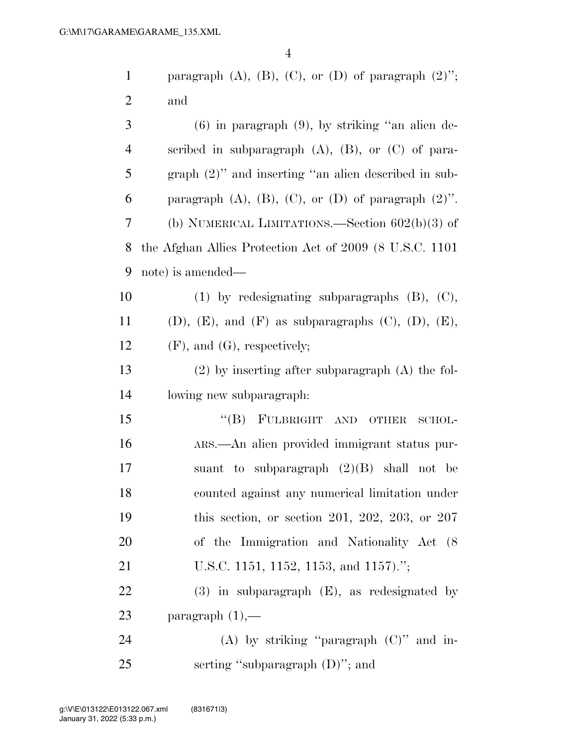paragraph (A), (B), (C), or (D) of paragraph (2)''; and

(6) in paragraph (9), by striking ''an alien described in subparagraph (A), (B), or (C) of paragraph (2)'' and inserting ''an alien described in subparagraph (A), (B), (C), or (D) of paragraph (2)''.

(b) NUMERICAL LIMITATIONS.—Section 602(b)(3) of the Afghan Allies Protection Act of 2009 (8 U.S.C. 1101 note) is amended—

(1) by redesignating subparagraphs (B), (C), (D), (E), and (F) as subparagraphs (C), (D), (E), (F), and (G), respectively;

(2) by inserting after subparagraph (A) the following new subparagraph:

''(B) FULBRIGHT AND OTHER SCHOLARS.—An alien provided immigrant status pursuant to subparagraph (2)(B) shall not be counted against any numerical limitation under this section, or section 201, 202, 203, or 207 of the Immigration and Nationality Act (8 U.S.C. 1151, 1152, 1153, and 1157).'';

(3) in subparagraph (E), as redesignated by paragraph (1),—

(A) by striking ''paragraph (C)'' and inserting ''subparagraph (D)''; and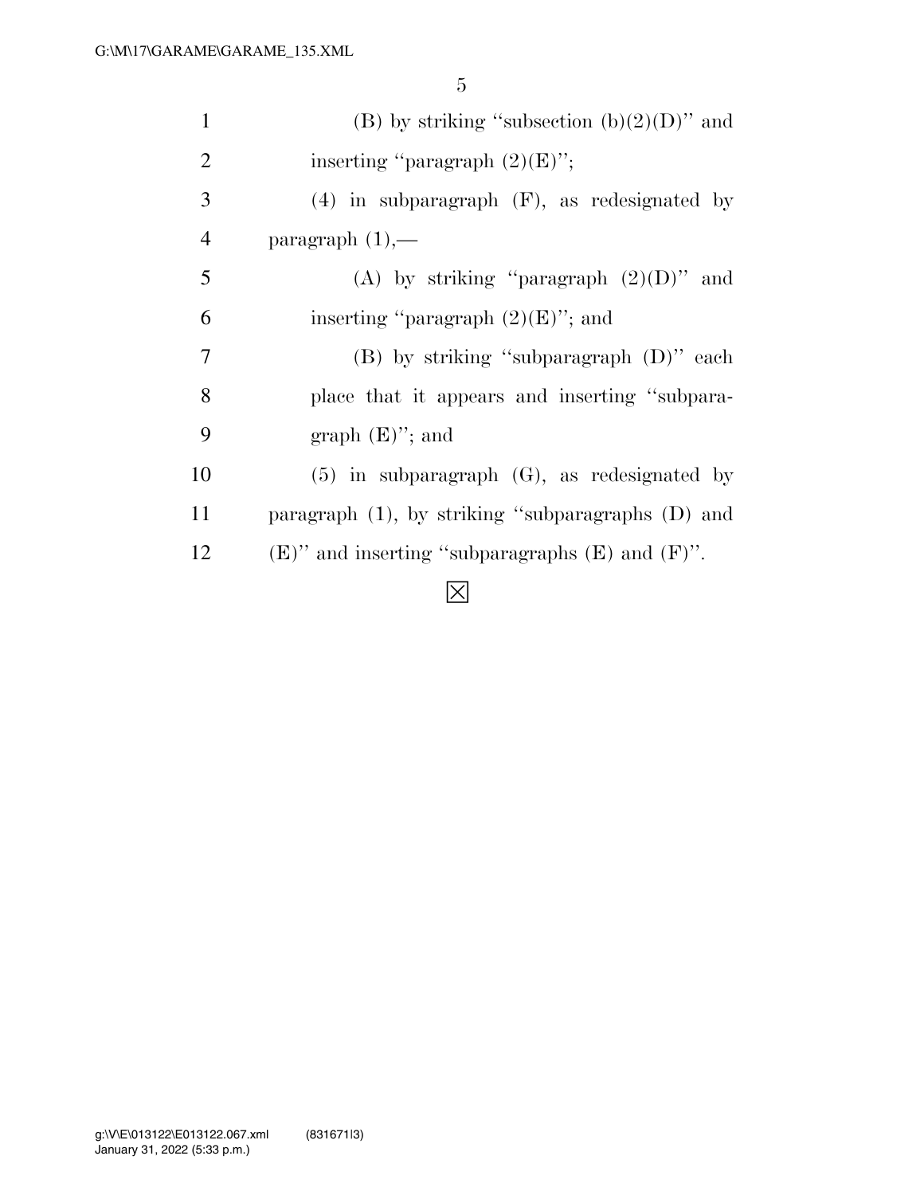(B) by striking "subsection (b)(2)(D)" and inserting "paragraph (2)(E)";

(4) in subparagraph (F), as redesignated by paragraph (1),—

(A) by striking "paragraph (2)(D)" and inserting "paragraph (2)(E)"; and

(B) by striking "subparagraph (D)" each place that it appears and inserting "subparagraph (E)"; and

(5) in subparagraph (G), as redesignated by paragraph (1), by striking "subparagraphs (D) and (E)" and inserting "subparagraphs (E) and (F)".

☒